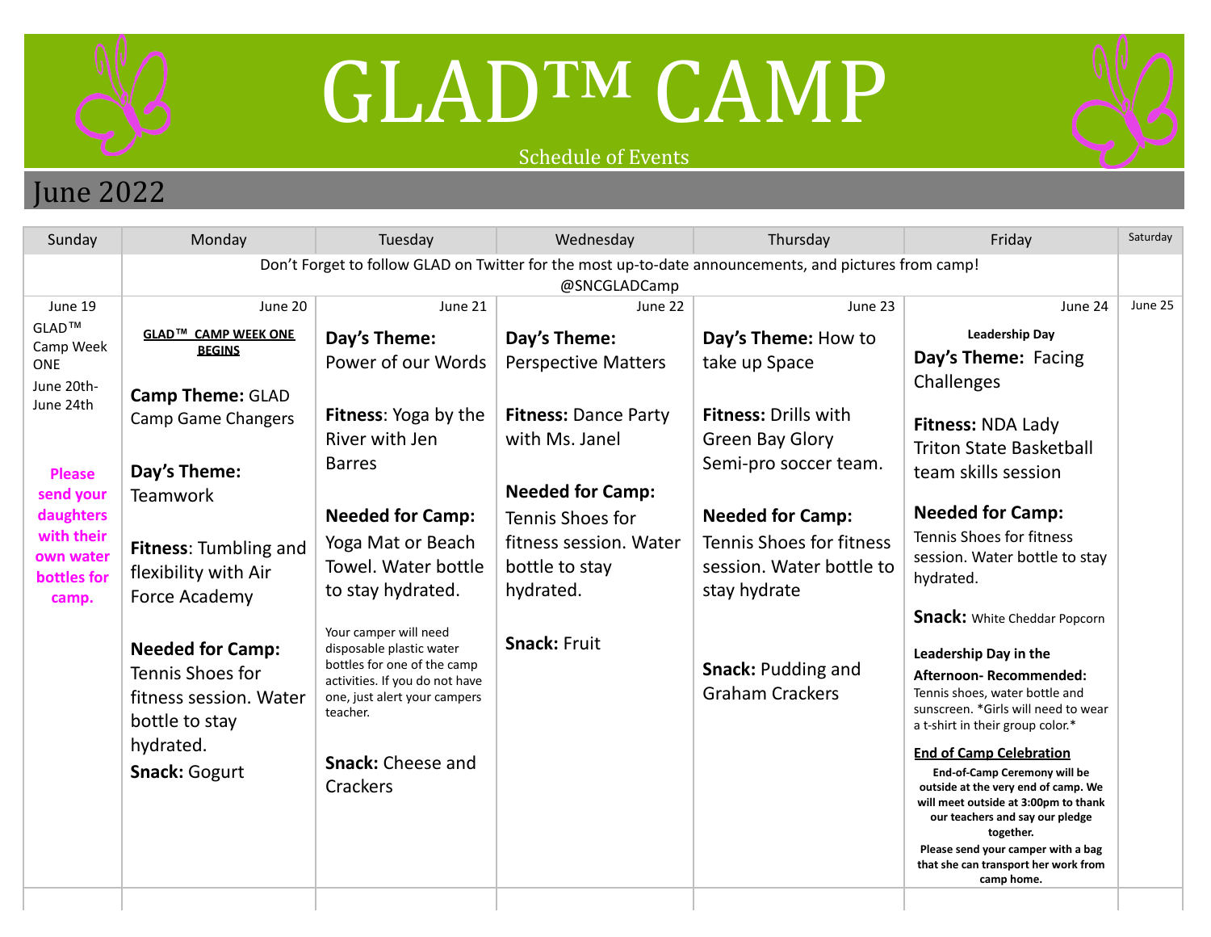# GLAD™ CAMP

Schedule of Events

## June 2022

| Sunday | Monday | Tuesday | Wednesday | Thursday | Friday | Saturday |
|---|---|---|---|---|---|---|
| | Don't Forget to follow GLAD on Twitter for the most up-to-date announcements, and pictures from camp! @SNCGLADCamp | | | | | |
| June 19<br>GLAD™ Camp Week ONE<br>June 20th-June 24th<br><br>**Please send your daughters with their own water bottles for camp.** | June 20<br>**GLAD™ CAMP WEEK ONE BEGINS**<br><br>**Camp Theme:** GLAD Camp Game Changers<br><br>**Day's Theme:** Teamwork<br><br>**Fitness**: Tumbling and flexibility with Air Force Academy<br><br>**Needed for Camp:** Tennis Shoes for fitness session. Water bottle to stay hydrated.<br>**Snack:** Gogurt | June 21<br>**Day's Theme:** Power of our Words<br><br>**Fitness**: Yoga by the River with Jen Barres<br><br>**Needed for Camp:** Yoga Mat or Beach Towel. Water bottle to stay hydrated.<br><br>Your camper will need disposable plastic water bottles for one of the camp activities. If you do not have one, just alert your campers teacher.<br><br>**Snack:** Cheese and Crackers | June 22<br>**Day's Theme:** Perspective Matters<br><br>**Fitness:** Dance Party with Ms. Janel<br><br>**Needed for Camp:** Tennis Shoes for fitness session. Water bottle to stay hydrated.<br><br>**Snack:** Fruit | June 23<br>**Day's Theme:** How to take up Space<br><br>**Fitness:** Drills with Green Bay Glory Semi-pro soccer team.<br><br>**Needed for Camp:** Tennis Shoes for fitness session. Water bottle to stay hydrate<br><br>**Snack:** Pudding and Graham Crackers | June 24<br>**Leadership Day**<br>**Day's Theme:** Facing Challenges<br><br>**Fitness:** NDA Lady Triton State Basketball team skills session<br><br>**Needed for Camp:** Tennis Shoes for fitness session. Water bottle to stay hydrated.<br><br>**Snack:** White Cheddar Popcorn<br><br>**Leadership Day in the Afternoon- Recommended:** Tennis shoes, water bottle and sunscreen. *Girls will need to wear a t-shirt in their group color.*<br><br>**End of Camp Celebration**<br>**End-of-Camp Ceremony will be outside at the very end of camp. We will meet outside at 3:00pm to thank our teachers and say our pledge together.**<br>**Please send your camper with a bag that she can transport her work from camp home.** | June 25 |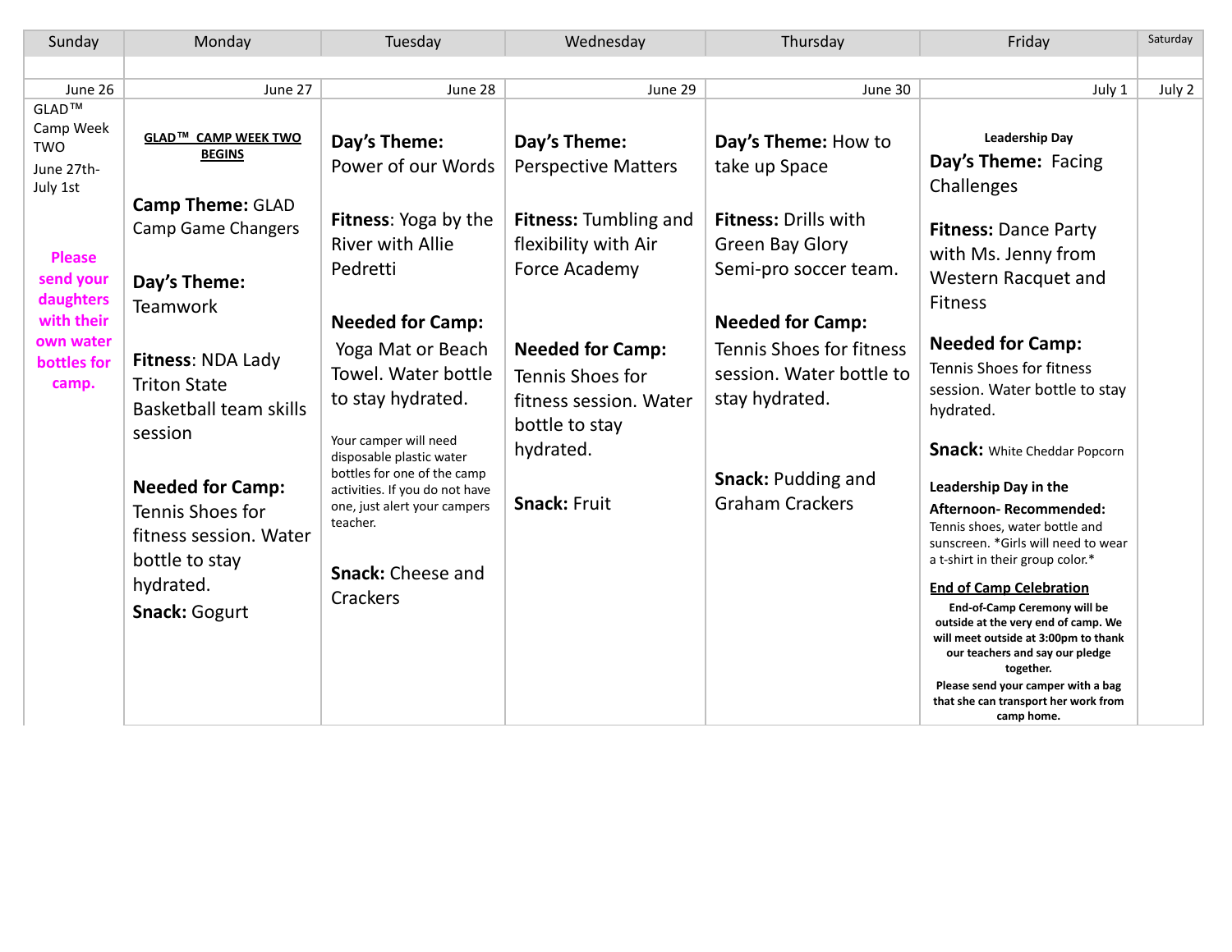| Sunday | Monday | Tuesday | Wednesday | Thursday | Friday | Saturday |
|---|---|---|---|---|---|---|
| | | | | | | |
| June 26 | June 27 | June 28 | June 29 | June 30 | July 1 | July 2 |
| GLAD™ Camp Week TWO<br>June 27th-July 1st<br><br>**Please send your daughters with their own water bottles for camp.** | **GLAD™ CAMP WEEK TWO BEGINS**<br><br>**Camp Theme:** GLAD Camp Game Changers<br><br>**Day's Theme:** Teamwork<br><br>**Fitness**: NDA Lady Triton State Basketball team skills session<br><br>**Needed for Camp:** Tennis Shoes for fitness session. Water bottle to stay hydrated.<br>**Snack:** Gogurt | **Day's Theme:** Power of our Words<br><br>**Fitness**: Yoga by the River with Allie Pedretti<br><br>**Needed for Camp:** Yoga Mat or Beach Towel. Water bottle to stay hydrated.<br><br>Your camper will need disposable plastic water bottles for one of the camp activities. If you do not have one, just alert your campers teacher.<br><br>**Snack:** Cheese and Crackers | **Day's Theme:** Perspective Matters<br><br>**Fitness:** Tumbling and flexibility with Air Force Academy<br><br>**Needed for Camp:** Tennis Shoes for fitness session. Water bottle to stay hydrated.<br><br>**Snack:** Fruit | **Day's Theme:** How to take up Space<br><br>**Fitness:** Drills with Green Bay Glory Semi-pro soccer team.<br><br>**Needed for Camp:** Tennis Shoes for fitness session. Water bottle to stay hydrated.<br><br>**Snack:** Pudding and Graham Crackers | **Leadership Day**<br>**Day's Theme:** Facing Challenges<br><br>**Fitness:** Dance Party with Ms. Jenny from Western Racquet and Fitness<br><br>**Needed for Camp:** Tennis Shoes for fitness session. Water bottle to stay hydrated.<br><br>**Snack:** White Cheddar Popcorn<br><br>**Leadership Day in the Afternoon- Recommended:** Tennis shoes, water bottle and sunscreen. *Girls will need to wear a t-shirt in their group color.*<br><br>**End of Camp Celebration**<br>**End-of-Camp Ceremony will be outside at the very end of camp. We will meet outside at 3:00pm to thank our teachers and say our pledge together.**<br>**Please send your camper with a bag that she can transport her work from camp home.** | |